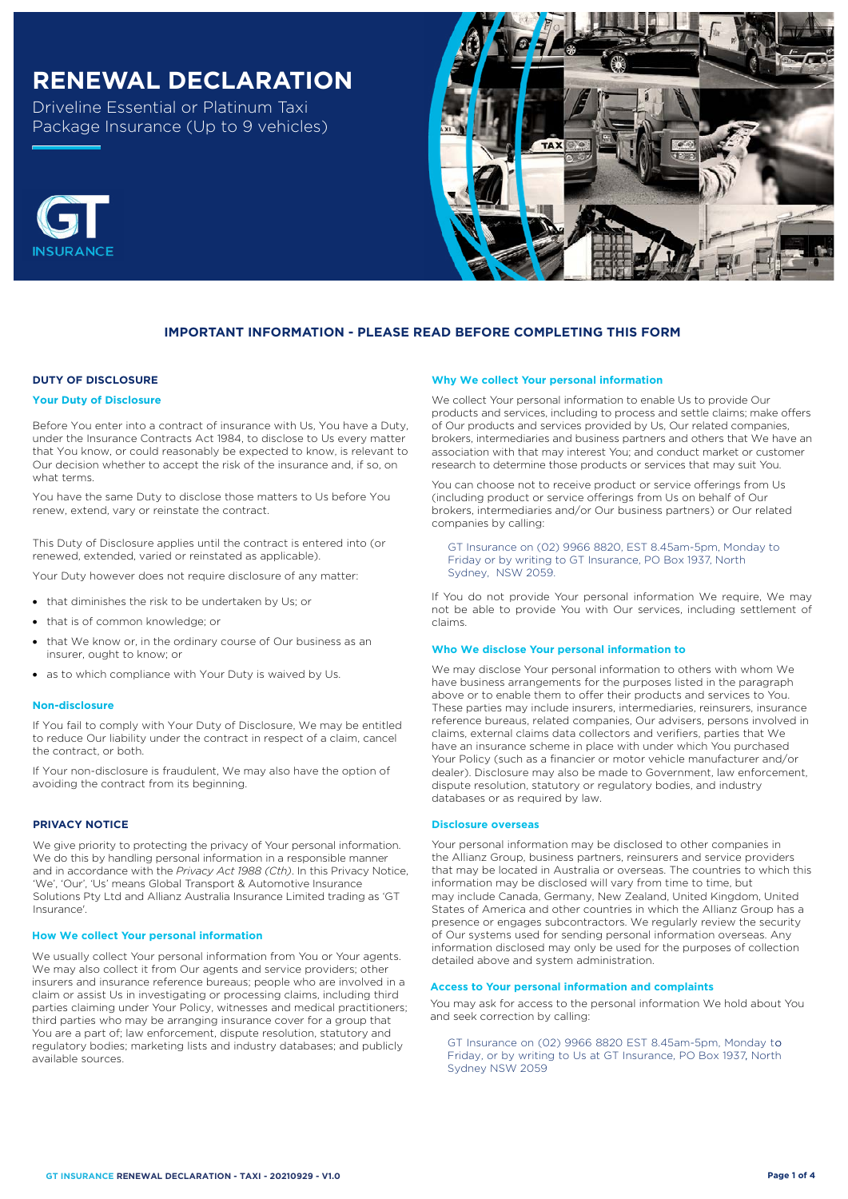# RENEWAL DECLARATION

Driveline Essential or Platinum Taxi Package Insurance (Up to 9 vehicles)

## IMPORTANT INFORMATION - PLEASE READ BEFORE COMPLETING THIS FORM

### DUTY OF DISCLOSURE

#### Your Duty of Disclosure

Before You enter into a contract of insurance with Us, You have a Duty, under the Insurance Contracts Act 1984, to disclose to Us every matter that You know, or could reasonably be expected to know, is relevant to Our decision whether to accept the risk of the insurance and, if so, on what terms.

You have the same Duty to disclose those matters to Us before You renew, extend, vary or reinstate the contract.

This Duty of Disclosure applies until the contract is entered into (or renewed, extended, varied or reinstated as applicable).

Your Duty however does not require disclosure of any matter:

- that diminishes the risk to be undertaken by Us; or
- that is of common knowledge; or
- that We know or, in the ordinary course of Our business as an insurer, ought to know; or
- as to which compliance with Your Duty is waived by Us.

#### Non-disclosure

If You fail to comply with Your Duty of Disclosure, We may be entitled to reduce Our liability under the contract in respect of a claim, cancel the contract, or both.

If Your non-disclosure is fraudulent, We may also have the option of avoiding the contract from its beginning.

### PRIVACY NOTICE

We give priority to protecting the privacy of Your personal information. We do this by handling personal information in a responsible manner and in accordance with the *Privacy Act 1988 (Cth)*. In this Privacy Notice, 'We', 'Our', 'Us' means Global Transport & Automotive Insurance Solutions Pty Ltd and Allianz Australia Insurance Limited trading as 'GT Insurance'.

#### How We collect Your personal information

We usually collect Your personal information from You or Your agents. We may also collect it from Our agents and service providers; other insurers and insurance reference bureaus; people who are involved in a claim or assist Us in investigating or processing claims, including third parties claiming under Your Policy, witnesses and medical practitioners; third parties who may be arranging insurance cover for a group that You are a part of; law enforcement, dispute resolution, statutory and regulatory bodies; marketing lists and industry databases; and publicly available sources.

#### Why We collect Your personal information

We collect Your personal information to enable Us to provide Our products and services, including to process and settle claims; make offers of Our products and services provided by Us, Our related companies, brokers, intermediaries and business partners and others that We have an association with that may interest You; and conduct market or customer research to determine those products or services that may suit You.

You can choose not to receive product or service offerings from Us (including product or service offerings from Us on behalf of Our brokers, intermediaries and/or Our business partners) or Our related companies by calling:

GT Insurance on (02) 9966 8820, EST 8.45am-5pm, Monday to Friday or by writing to GT Insurance, PO Box 1937, North Sydney, NSW 2059.

If You do not provide Your personal information We require, We may not be able to provide You with Our services, including settlement of claims.

#### Who We disclose Your personal information to

We may disclose Your personal information to others with whom We have business arrangements for the purposes listed in the paragraph above or to enable them to offer their products and services to You. These parties may include insurers, intermediaries, reinsurers, insurance reference bureaus, related companies, Our advisers, persons involved in claims, external claims data collectors and verifiers, parties that We have an insurance scheme in place with under which You purchased Your Policy (such as a financier or motor vehicle manufacturer and/or dealer). Disclosure may also be made to Government, law enforcement, dispute resolution, statutory or regulatory bodies, and industry databases or as required by law.

#### Disclosure overseas

Your personal information may be disclosed to other companies in the Allianz Group, business partners, reinsurers and service providers that may be located in Australia or overseas. The countries to which this information may be disclosed will vary from time to time, but may include Canada, Germany, New Zealand, United Kingdom, United States of America and other countries in which the Allianz Group has a presence or engages subcontractors. We regularly review the security of Our systems used for sending personal information overseas. Any information disclosed may only be used for the purposes of collection detailed above and system administration.

#### Access to Your personal information and complaints

You may ask for access to the personal information We hold about You and seek correction by calling:

GT Insurance on (02) 9966 8820 EST 8.45am-5pm, Monday to Friday, or by writing to Us at GT Insurance, PO Box 1937, North Sydney NSW 2059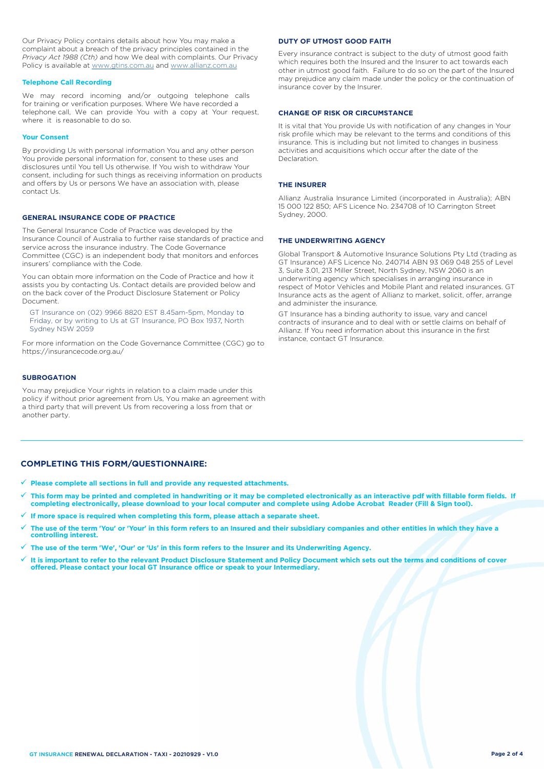Our Privacy Policy contains details about how You may make a complaint about a breach of the privacy principles contained in the *Privacy Act 1988 (Cth)* and how We deal with complaints. Our Privacy Policy is available at www.gtins.com.au and www.allianz.com.au

### Telephone Call Recording

We may record incoming and/or outgoing telephone calls for training or verification purposes. Where We have recorded a telephone call, We can provide You with a copy at Your request, where it is reasonable to do so.

### Your Consent

By providing Us with personal information You and any other person You provide personal information for, consent to these uses and disclosures until You tell Us otherwise. If You wish to withdraw Your consent, including for such things as receiving information on products and offers by Us or persons We have an association with, please contact Us.

## GENERAL INSURANCE CODE OF PRACTICE

The General Insurance Code of Practice was developed by the Insurance Council of Australia to further raise standards of practice and service across the insurance industry. The Code Governance Committee (CGC) is an independent body that monitors and enforces insurers' compliance with the Code.

You can obtain more information on the Code of Practice and how it assists you by contacting Us. Contact details are provided below and on the back cover of the Product Disclosure Statement or Policy Document.

GT Insurance on (02) 9966 8820 EST 8.45am-5pm, Monday to Friday, or by writing to Us at GT Insurance, PO Box 1937, North Sydney NSW 2059

For more information on the Code Governance Committee (CGC) go to https://insurancecode.org.au/

## SUBROGATION

You may prejudice Your rights in relation to a claim made under this policy if without prior agreement from Us, You make an agreement with a third party that will prevent Us from recovering a loss from that or another party.

## DUTY OF UTMOST GOOD FAITH

Every insurance contract is subject to the duty of utmost good faith which requires both the Insured and the Insurer to act towards each other in utmost good faith. Failure to do so on the part of the Insured may prejudice any claim made under the policy or the continuation of insurance cover by the Insurer.

## CHANGE OF RISK OR CIRCUMSTANCE

It is vital that You provide Us with notification of any changes in Your risk profile which may be relevant to the terms and conditions of this insurance. This is including but not limited to changes in business activities and acquisitions which occur after the date of the Declaration.

## THE INSURER

Allianz Australia Insurance Limited (incorporated in Australia); ABN 15 000 122 850; AFS Licence No. 234708 of 10 Carrington Street Sydney, 2000.

## THE UNDERWRITING AGENCY

Global Transport & Automotive Insurance Solutions Pty Ltd (trading as GT Insurance) AFS Licence No. 240714 ABN 93 069 048 255 of Level 3, Suite 3.01, 213 Miller Street, North Sydney, NSW 2060 is an underwriting agency which specialises in arranging insurance in respect of Motor Vehicles and Mobile Plant and related insurances. GT Insurance acts as the agent of Allianz to market, solicit, offer, arrange and administer the insurance.

GT Insurance has a binding authority to issue, vary and cancel contracts of insurance and to deal with or settle claims on behalf of Allianz. If You need information about this insurance in the first instance, contact GT Insurance.

---

## COMPLETING THIS FORM/QUESTIONNAIRE:

- ✓ **Please complete all sections in full and provide any requested attachments.**
- ✓ **This form may be printed and completed in handwriting or it may be completed electronically as an interactive pdf with fillable form fields. If completing electronically, please download to your local computer and complete using Adobe Acrobat Reader (Fill & Sign tool).**
- ✓ **If more space is required when completing this form, please attach a separate sheet.**
- ✓ **The use of the term 'You' or 'Your' in this form refers to an Insured and their subsidiary companies and other entities in which they have a controlling interest.**
- ✓ **The use of the term 'We', 'Our' or 'Us' in this form refers to the Insurer and its Underwriting Agency.**
- ✓ **It is important to refer to the relevant Product Disclosure Statement and Policy Document which sets out the terms and conditions of cover offered. Please contact your local GT Insurance office or speak to your Intermediary.**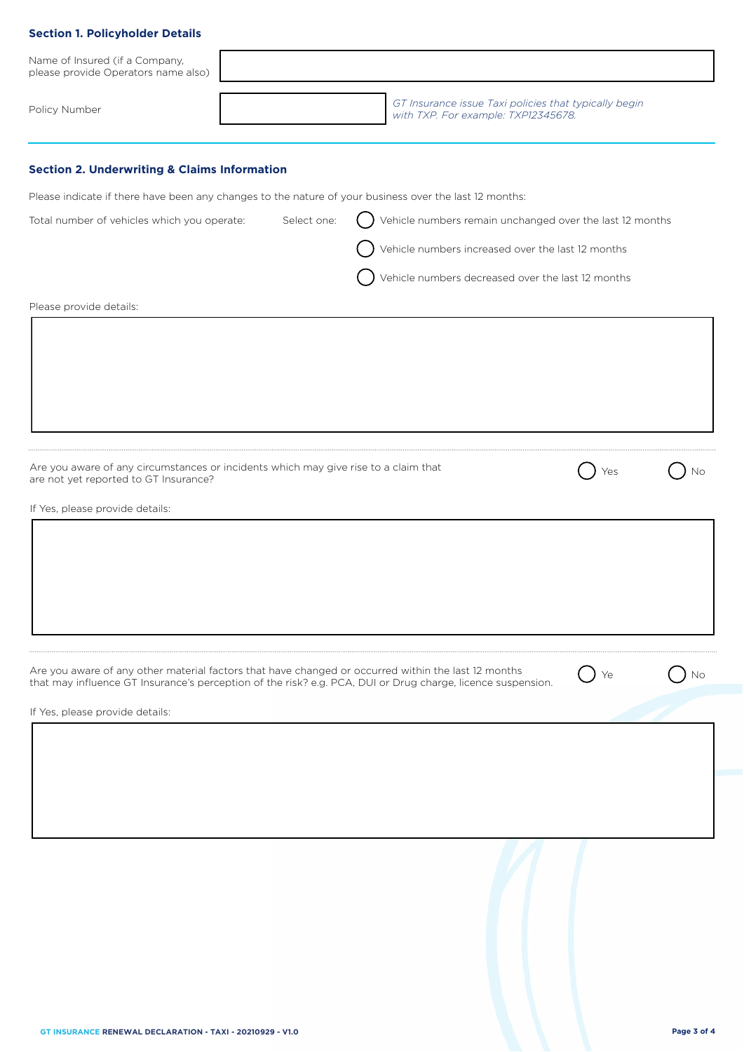### Section 1. Policyholder Details

Name of Insured (if a Company, please provide Operators name also)

Policy Number

*GT Insurance issue Taxi policies that typically begin with TXP. For example: TXP12345678.*

### Section 2. Underwriting & Claims Information

Please indicate if there have been any changes to the nature of your business over the last 12 months:

Total number of vehicles which you operate: Select one:

- ◯ Vehicle numbers remain unchanged over the last 12 months
- ◯ Vehicle numbers increased over the last 12 months
- ◯ Vehicle numbers decreased over the last 12 months

Please provide details:

Are you aware of any circumstances or incidents which may give rise to a claim that are not yet reported to GT Insurance? ◯ Yes ◯ No

If Yes, please provide details:

Are you aware of any other material factors that have changed or occurred within the last 12 months that may influence GT Insurance's perception of the risk? e.g. PCA, DUI or Drug charge, licence suspension. ◯ Ye ◯ No

If Yes, please provide details: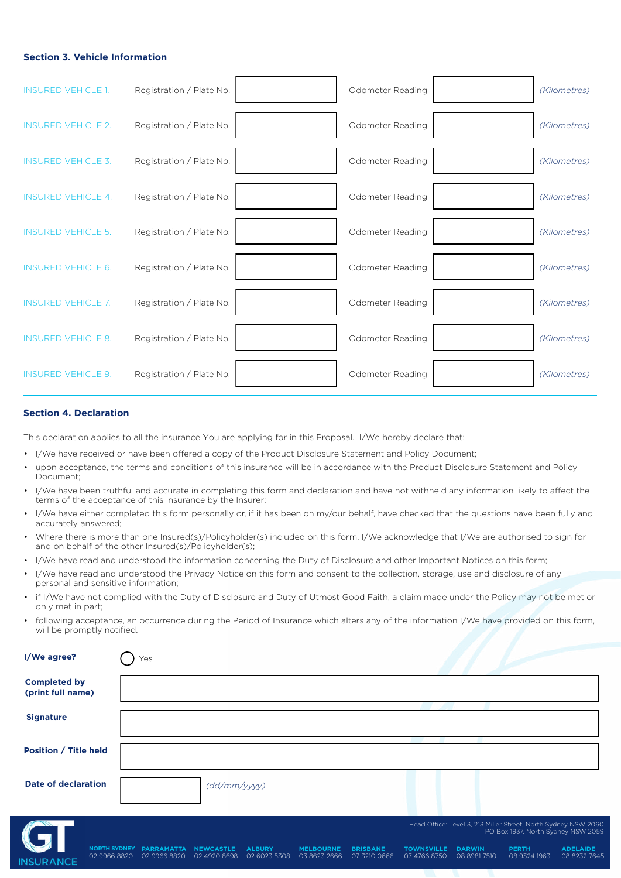## Section 3. Vehicle Information

| | | | | | |
|---|---|---|---|---|---|
| INSURED VEHICLE 1. | Registration / Plate No. | | Odometer Reading | | *(Kilometres)* |
| INSURED VEHICLE 2. | Registration / Plate No. | | Odometer Reading | | *(Kilometres)* |
| INSURED VEHICLE 3. | Registration / Plate No. | | Odometer Reading | | *(Kilometres)* |
| INSURED VEHICLE 4. | Registration / Plate No. | | Odometer Reading | | *(Kilometres)* |
| INSURED VEHICLE 5. | Registration / Plate No. | | Odometer Reading | | *(Kilometres)* |
| INSURED VEHICLE 6. | Registration / Plate No. | | Odometer Reading | | *(Kilometres)* |
| INSURED VEHICLE 7. | Registration / Plate No. | | Odometer Reading | | *(Kilometres)* |
| INSURED VEHICLE 8. | Registration / Plate No. | | Odometer Reading | | *(Kilometres)* |
| INSURED VEHICLE 9. | Registration / Plate No. | | Odometer Reading | | *(Kilometres)* |

## Section 4. Declaration

This declaration applies to all the insurance You are applying for in this Proposal. I/We hereby declare that:

- I/We have received or have been offered a copy of the Product Disclosure Statement and Policy Document;
- upon acceptance, the terms and conditions of this insurance will be in accordance with the Product Disclosure Statement and Policy Document;
- I/We have been truthful and accurate in completing this form and declaration and have not withheld any information likely to affect the terms of the acceptance of this insurance by the Insurer;
- I/We have either completed this form personally or, if it has been on my/our behalf, have checked that the questions have been fully and accurately answered;
- Where there is more than one Insured(s)/Policyholder(s) included on this form, I/We acknowledge that I/We are authorised to sign for and on behalf of the other Insured(s)/Policyholder(s);
- I/We have read and understood the information concerning the Duty of Disclosure and other Important Notices on this form;
- I/We have read and understood the Privacy Notice on this form and consent to the collection, storage, use and disclosure of any personal and sensitive information;
- if I/We have not complied with the Duty of Disclosure and Duty of Utmost Good Faith, a claim made under the Policy may not be met or only met in part;
- following acceptance, an occurrence during the Period of Insurance which alters any of the information I/We have provided on this form, will be promptly notified.

**I/We agree?** ◯ Yes

**Completed by (print full name)**

**Signature**

**Position / Title held**

**Date of declaration** *(dd/mm/yyyy)*

GT INSURANCE

Head Office: Level 3, 213 Miller Street, North Sydney NSW 2060
PO Box 1937, North Sydney NSW 2059

| NORTH SYDNEY | PARRAMATTA | NEWCASTLE | ALBURY | MELBOURNE | BRISBANE | TOWNSVILLE | DARWIN | PERTH | ADELAIDE |
|---|---|---|---|---|---|---|---|---|---|
| 02 9966 8820 | 02 9966 8820 | 02 4920 8698 | 02 6023 5308 | 03 8623 2666 | 07 3210 0666 | 07 4766 8750 | 08 8981 7510 | 08 9324 1963 | 08 8232 7645 |